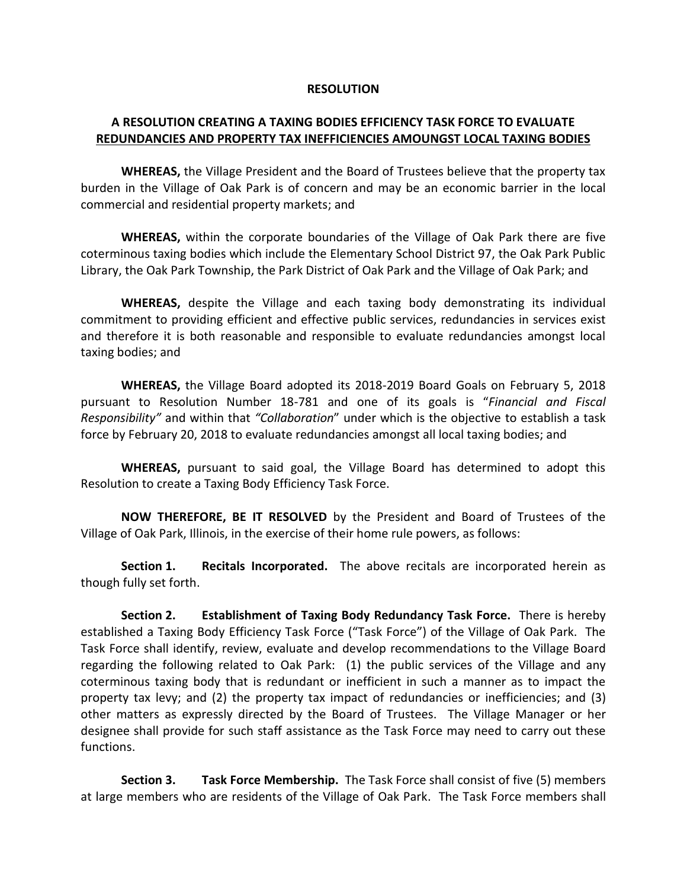# RESOLUTION

## A RESOLUTION CREATING A TAXING BODIES EFFICIENCY TASK FORCE TO EVALUATE REDUNDANCIES AND PROPERTY TAX INEFFICIENCIES AMOUNGST LOCAL TAXING BODIES

**WHEREAS,** the Village President and the Board of Trustees believe that the property tax burden in the Village of Oak Park is of concern and may be an economic barrier in the local commercial and residential property markets; and

**WHEREAS,** within the corporate boundaries of the Village of Oak Park there are five coterminous taxing bodies which include the Elementary School District 97, the Oak Park Public Library, the Oak Park Township, the Park District of Oak Park and the Village of Oak Park; and

**WHEREAS,** despite the Village and each taxing body demonstrating its individual commitment to providing efficient and effective public services, redundancies in services exist and therefore it is both reasonable and responsible to evaluate redundancies amongst local taxing bodies; and

**WHEREAS,** the Village Board adopted its 2018-2019 Board Goals on February 5, 2018 pursuant to Resolution Number 18-781 and one of its goals is "*Financial and Fiscal Responsibility"* and within that *"Collaboration*" under which is the objective to establish a task force by February 20, 2018 to evaluate redundancies amongst all local taxing bodies; and

**WHEREAS,** pursuant to said goal, the Village Board has determined to adopt this Resolution to create a Taxing Body Efficiency Task Force.

**NOW THEREFORE, BE IT RESOLVED** by the President and Board of Trustees of the Village of Oak Park, Illinois, in the exercise of their home rule powers, as follows:

**Section 1. Recitals Incorporated.** The above recitals are incorporated herein as though fully set forth.

**Section 2. Establishment of Taxing Body Redundancy Task Force.** There is hereby established a Taxing Body Efficiency Task Force ("Task Force") of the Village of Oak Park. The Task Force shall identify, review, evaluate and develop recommendations to the Village Board regarding the following related to Oak Park: (1) the public services of the Village and any coterminous taxing body that is redundant or inefficient in such a manner as to impact the property tax levy; and (2) the property tax impact of redundancies or inefficiencies; and (3) other matters as expressly directed by the Board of Trustees. The Village Manager or her designee shall provide for such staff assistance as the Task Force may need to carry out these functions.

**Section 3. Task Force Membership.** The Task Force shall consist of five (5) members at large members who are residents of the Village of Oak Park. The Task Force members shall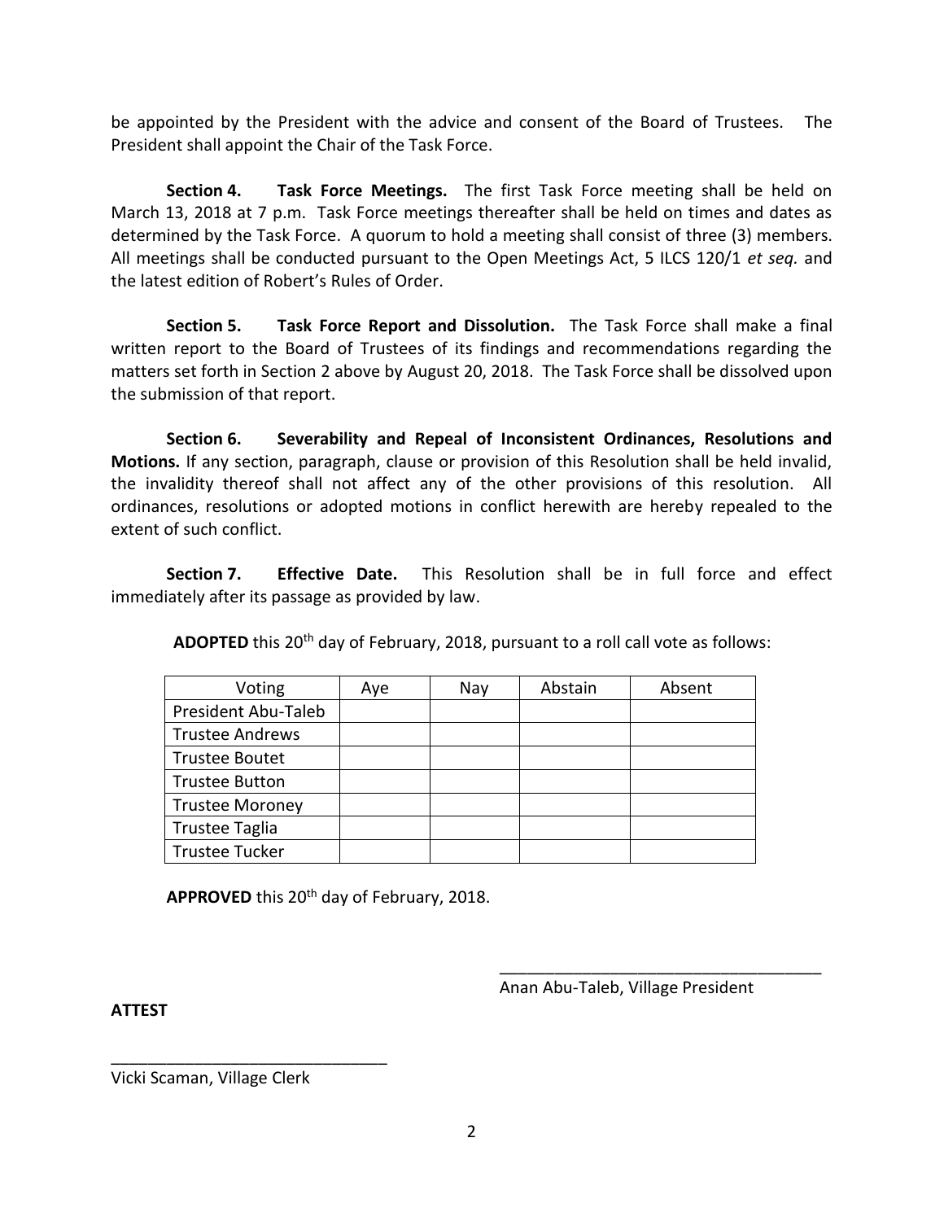be appointed by the President with the advice and consent of the Board of Trustees. The President shall appoint the Chair of the Task Force.

**Section 4. Task Force Meetings.** The first Task Force meeting shall be held on March 13, 2018 at 7 p.m. Task Force meetings thereafter shall be held on times and dates as determined by the Task Force. A quorum to hold a meeting shall consist of three (3) members. All meetings shall be conducted pursuant to the Open Meetings Act, 5 ILCS 120/1 *et seq.* and the latest edition of Robert's Rules of Order.

**Section 5. Task Force Report and Dissolution.** The Task Force shall make a final written report to the Board of Trustees of its findings and recommendations regarding the matters set forth in Section 2 above by August 20, 2018. The Task Force shall be dissolved upon the submission of that report.

**Section 6. Severability and Repeal of Inconsistent Ordinances, Resolutions and Motions.** If any section, paragraph, clause or provision of this Resolution shall be held invalid, the invalidity thereof shall not affect any of the other provisions of this resolution. All ordinances, resolutions or adopted motions in conflict herewith are hereby repealed to the extent of such conflict.

**Section 7. Effective Date.** This Resolution shall be in full force and effect immediately after its passage as provided by law.

**ADOPTED** this 20th day of February, 2018, pursuant to a roll call vote as follows:

| Voting | Aye | Nay | Abstain | Absent |
|---|---|---|---|---|
| President Abu-Taleb | | | | |
| Trustee Andrews | | | | |
| Trustee Boutet | | | | |
| Trustee Button | | | | |
| Trustee Moroney | | | | |
| Trustee Taglia | | | | |
| Trustee Tucker | | | | |

**APPROVED** this 20th day of February, 2018.

____________________________________
Anan Abu-Taleb, Village President

**ATTEST**

______________________________
Vicki Scaman, Village Clerk